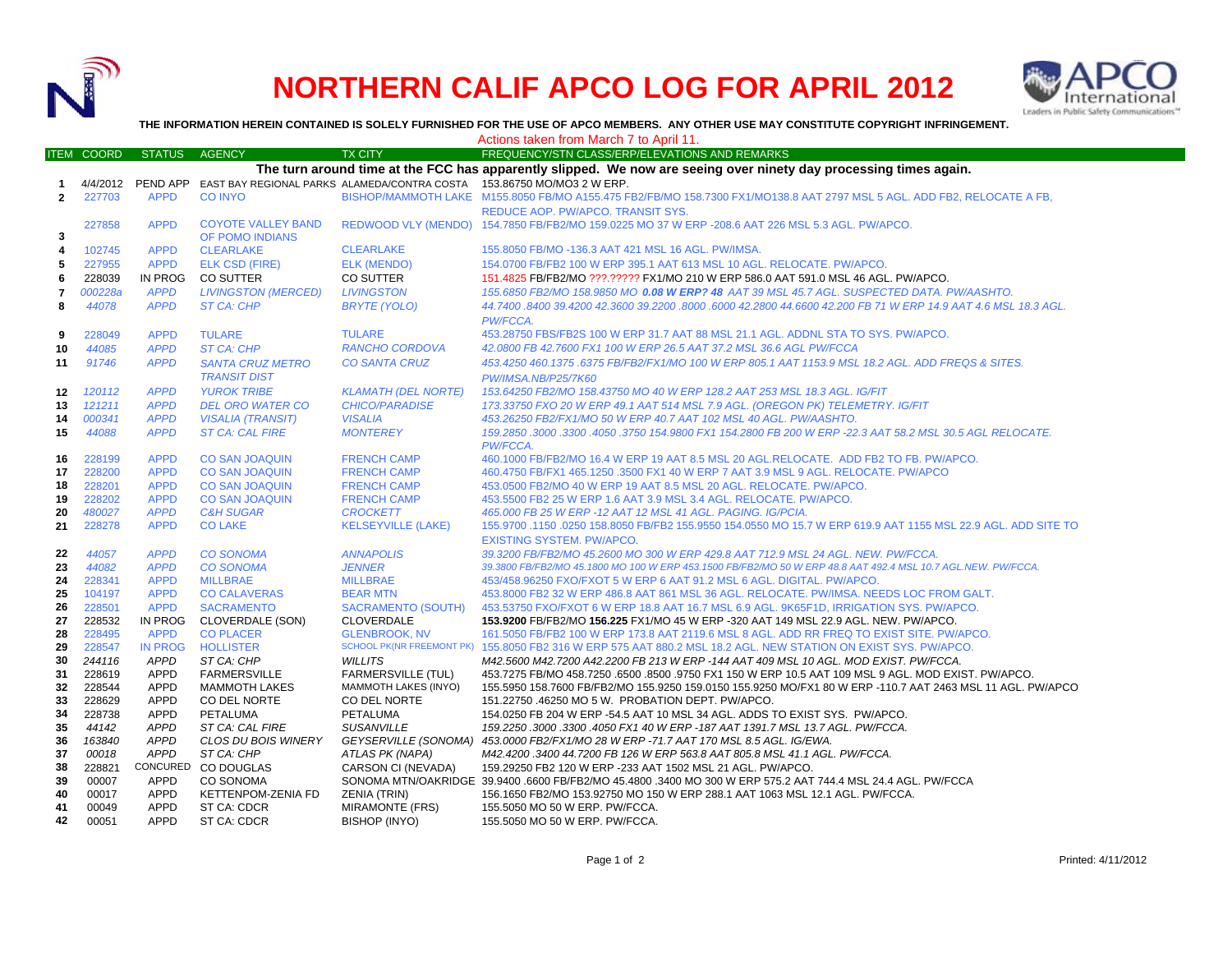# NORTHERN CALIF APCO LOG FOR APRIL 2012

**THE INFORMATION HEREIN CONTAINED IS SOLELY FURNISHED FOR THE USE OF APCO MEMBERS. ANY OTHER USE MAY CONSTITUTE COPYRIGHT INFRINGEMENT.**

Actions taken from March 7 to April 11.

| ITEM | COORD | STATUS | AGENCY | TX CITY | FREQUENCY/STN CLASS/ERP/ELEVATIONS AND REMARKS |
|---|---|---|---|---|---|
| | | | | | **The turn around time at the FCC has apparently slipped. We now are seeing over ninety day processing times again.** |
| 1 | 4/4/2012 | PEND APP | EAST BAY REGIONAL PARKS | ALAMEDA/CONTRA COSTA | 153.86750 MO/MO3 2 W ERP. |
| 2 | 227703 | APPD | CO INYO | BISHOP/MAMMOTH LAKE | M155.8050 FB/MO A155.475 FB2/FB/MO 158.7300 FX1/MO138.8 AAT 2797 MSL 5 AGL. ADD FB2, RELOCATE A FB, REDUCE AOP. PW/APCO. TRANSIT SYS. |
| 3 | 227858 | APPD | COYOTE VALLEY BAND OF POMO INDIANS | REDWOOD VLY (MENDO) | 154.7850 FB/FB2/MO 159.0225 MO 37 W ERP -208.6 AAT 226 MSL 5.3 AGL. PW/APCO. |
| 4 | 102745 | APPD | CLEARLAKE | CLEARLAKE | 155.8050 FB/MO -136.3 AAT 421 MSL 16 AGL. PW/IMSA. |
| 5 | 227955 | APPD | ELK CSD (FIRE) | ELK (MENDO) | 154.0700 FB/FB2 100 W ERP 395.1 AAT 613 MSL 10 AGL. RELOCATE. PW/APCO. |
| 6 | 228039 | IN PROG | CO SUTTER | CO SUTTER | 151.4825 FB/FB2/MO ???.????? FX1/MO 210 W ERP 586.0 AAT 591.0 MSL 46 AGL. PW/APCO. |
| 7 | *000228a* | *APPD* | *LIVINGSTON (MERCED)* | *LIVINGSTON* | *155.6850 FB2/MO 158.9850 MO* ***0.08 W ERP? 48*** *AAT 39 MSL 45.7 AGL. SUSPECTED DATA. PW/AASHTO.* |
| 8 | *44078* | *APPD* | *ST CA: CHP* | *BRYTE (YOLO)* | *44.7400 .8400 39.4200 42.3600 39.2200 .8000 .6000 42.2800 44.6600 42.200 FB 71 W ERP 14.9 AAT 4.6 MSL 18.3 AGL. PW/FCCA.* |
| 9 | 228049 | APPD | TULARE | TULARE | 453.28750 FBS/FB2S 100 W ERP 31.7 AAT 88 MSL 21.1 AGL. ADDNL STA TO SYS. PW/APCO. |
| 10 | *44085* | *APPD* | *ST CA: CHP* | *RANCHO CORDOVA* | *42.0800 FB 42.7600 FX1 100 W ERP 26.5 AAT 37.2 MSL 36.6 AGL PW/FCCA* |
| 11 | *91746* | *APPD* | *SANTA CRUZ METRO TRANSIT DIST* | *CO SANTA CRUZ* | *453.4250 460.1375 .6375 FB/FB2/FX1/MO 100 W ERP 805.1 AAT 1153.9 MSL 18.2 AGL. ADD FREQS & SITES. PW/IMSA.NB/P25/7K60* |
| 12 | *120112* | *APPD* | *YUROK TRIBE* | *KLAMATH (DEL NORTE)* | *153.64250 FB2/MO 158.43750 MO 40 W ERP 128.2 AAT 253 MSL 18.3 AGL. IG/FIT* |
| 13 | *121211* | *APPD* | *DEL ORO WATER CO* | *CHICO/PARADISE* | *173.33750 FXO 20 W ERP 49.1 AAT 514 MSL 7.9 AGL. (OREGON PK) TELEMETRY. IG/FIT* |
| 14 | *000341* | *APPD* | *VISALIA (TRANSIT)* | *VISALIA* | *453.26250 FB2/FX1/MO 50 W ERP 40.7 AAT 102 MSL 40 AGL. PW/AASHTO.* |
| 15 | *44088* | *APPD* | *ST CA: CAL FIRE* | *MONTEREY* | *159.2850 .3000 .3300 .4050 .3750 154.9800 FX1 154.2800 FB 200 W ERP -22.3 AAT 58.2 MSL 30.5 AGL RELOCATE. PW/FCCA.* |
| 16 | 228199 | APPD | CO SAN JOAQUIN | FRENCH CAMP | 460.1000 FB/FB2/MO 16.4 W ERP 19 AAT 8.5 MSL 20 AGL.RELOCATE. ADD FB2 TO FB. PW/APCO. |
| 17 | 228200 | APPD | CO SAN JOAQUIN | FRENCH CAMP | 460.4750 FB/FX1 465.1250 .3500 FX1 40 W ERP 7 AAT 3.9 MSL 9 AGL. RELOCATE. PW/APCO |
| 18 | 228201 | APPD | CO SAN JOAQUIN | FRENCH CAMP | 453.0500 FB2/MO 40 W ERP 19 AAT 8.5 MSL 20 AGL. RELOCATE. PW/APCO. |
| 19 | 228202 | APPD | CO SAN JOAQUIN | FRENCH CAMP | 453.5500 FB2 25 W ERP 1.6 AAT 3.9 MSL 3.4 AGL. RELOCATE. PW/APCO. |
| 20 | *480027* | *APPD* | *C&H SUGAR* | *CROCKETT* | *465.000 FB 25 W ERP -12 AAT 12 MSL 41 AGL. PAGING. IG/PCIA.* |
| 21 | 228278 | APPD | CO LAKE | KELSEYVILLE (LAKE) | 155.9700 .1150 .0250 158.8050 FB/FB2 155.9550 154.0550 MO 15.7 W ERP 619.9 AAT 1155 MSL 22.9 AGL. ADD SITE TO EXISTING SYSTEM. PW/APCO. |
| 22 | *44057* | *APPD* | *CO SONOMA* | *ANNAPOLIS* | *39.3200 FB/FB2/MO 45.2600 MO 300 W ERP 429.8 AAT 712.9 MSL 24 AGL. NEW. PW/FCCA.* |
| 23 | *44082* | *APPD* | *CO SONOMA* | *JENNER* | *39.3800 FB/FB2/MO 45.1800 MO 100 W ERP 453.1500 FB/FB2/MO 50 W ERP 48.8 AAT 492.4 MSL 10.7 AGL.NEW. PW/FCCA.* |
| 24 | 228341 | APPD | MILLBRAE | MILLBRAE | 453/458.96250 FXO/FXOT 5 W ERP 6 AAT 91.2 MSL 6 AGL. DIGITAL. PW/APCO. |
| 25 | 104197 | APPD | CO CALAVERAS | BEAR MTN | 453.8000 FB2 32 W ERP 486.8 AAT 861 MSL 36 AGL. RELOCATE. PW/IMSA. NEEDS LOC FROM GALT. |
| 26 | 228501 | APPD | SACRAMENTO | SACRAMENTO (SOUTH) | 453.53750 FXO/FXOT 6 W ERP 18.8 AAT 16.7 MSL 6.9 AGL. 9K65F1D, IRRIGATION SYS. PW/APCO. |
| 27 | 228532 | IN PROG | CLOVERDALE (SON) | CLOVERDALE | **153.9200** FB/FB2/MO **156.225** FX1/MO 45 W ERP -320 AAT 149 MSL 22.9 AGL. NEW. PW/APCO. |
| 28 | 228495 | APPD | CO PLACER | GLENBROOK, NV | 161.5050 FB/FB2 100 W ERP 173.8 AAT 2119.6 MSL 8 AGL. ADD RR FREQ TO EXIST SITE. PW/APCO. |
| 29 | 228547 | IN PROG | HOLLISTER | SCHOOL PK(NR FREEMONT PK) | 155.8050 FB2 316 W ERP 575 AAT 880.2 MSL 18.2 AGL. NEW STATION ON EXIST SYS. PW/APCO. |
| 30 | *244116* | *APPD* | *ST CA: CHP* | *WILLITS* | *M42.5600 M42.7200 A42.2200 FB 213 W ERP -144 AAT 409 MSL 10 AGL. MOD EXIST. PW/FCCA.* |
| 31 | 228619 | APPD | FARMERSVILLE | FARMERSVILLE (TUL) | 453.7275 FB/MO 458.7250 .6500 .8500 .9750 FX1 150 W ERP 10.5 AAT 109 MSL 9 AGL. MOD EXIST. PW/APCO. |
| 32 | 228544 | APPD | MAMMOTH LAKES | MAMMOTH LAKES (INYO) | 155.5950 158.7600 FB/FB2/MO 155.9250 159.0150 155.9250 MO/FX1 80 W ERP -110.7 AAT 2463 MSL 11 AGL. PW/APCO |
| 33 | 228629 | APPD | CO DEL NORTE | CO DEL NORTE | 151.22750 .46250 MO 5 W. PROBATION DEPT. PW/APCO. |
| 34 | 228738 | APPD | PETALUMA | PETALUMA | 154.0250 FB 204 W ERP -54.5 AAT 10 MSL 34 AGL. ADDS TO EXIST SYS. PW/APCO. |
| 35 | *44142* | *APPD* | *ST CA: CAL FIRE* | *SUSANVILLE* | *159.2250 .3000 .3300 .4050 FX1 40 W ERP -187 AAT 1391.7 MSL 13.7 AGL. PW/FCCA.* |
| 36 | *163840* | *APPD* | *CLOS DU BOIS WINERY* | *GEYSERVILLE (SONOMA)* | *453.0000 FB2/FX1/MO 28 W ERP -71.7 AAT 170 MSL 8.5 AGL. IG/EWA.* |
| 37 | *00018* | *APPD* | *ST CA: CHP* | *ATLAS PK (NAPA)* | *M42.4200 .3400 44.7200 FB 126 W ERP 563.8 AAT 805.8 MSL 41.1 AGL. PW/FCCA.* |
| 38 | 228821 | CONCURED | CO DOUGLAS | CARSON CI (NEVADA) | 159.29250 FB2 120 W ERP -233 AAT 1502 MSL 21 AGL. PW/APCO. |
| 39 | 00007 | APPD | CO SONOMA | SONOMA MTN/OAKRIDGE | 39.9400 .6600 FB/FB2/MO 45.4800 .3400 MO 300 W ERP 575.2 AAT 744.4 MSL 24.4 AGL. PW/FCCA |
| 40 | 00017 | APPD | KETTENPOM-ZENIA FD | ZENIA (TRIN) | 156.1650 FB2/MO 153.92750 MO 150 W ERP 288.1 AAT 1063 MSL 12.1 AGL. PW/FCCA. |
| 41 | 00049 | APPD | ST CA: CDCR | MIRAMONTE (FRS) | 155.5050 MO 50 W ERP. PW/FCCA. |
| 42 | 00051 | APPD | ST CA: CDCR | BISHOP (INYO) | 155.5050 MO 50 W ERP. PW/FCCA. |

Printed: 4/11/2012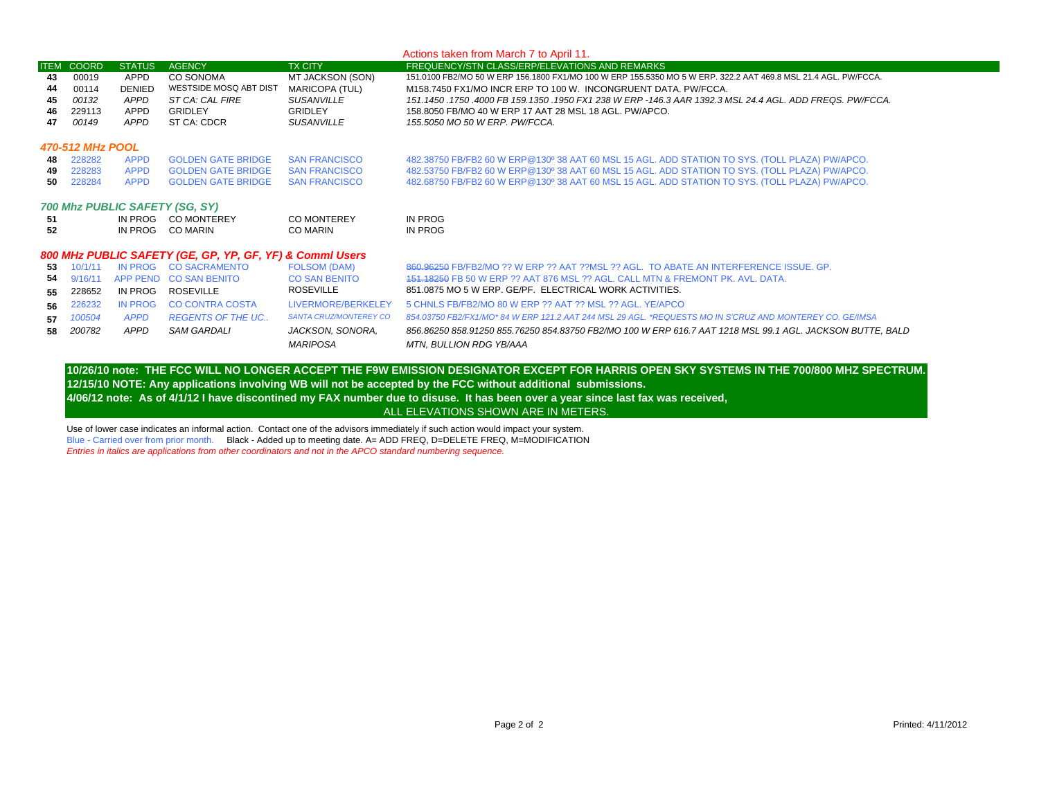Actions taken from March 7 to April 11.

| ITEM | COORD | STATUS | AGENCY | TX CITY | FREQUENCY/STN CLASS/ERP/ELEVATIONS AND REMARKS |
|---|---|---|---|---|---|
| 43 | 00019 | APPD | CO SONOMA | MT JACKSON (SON) | 151.0100 FB2/MO 50 W ERP 156.1800 FX1/MO 100 W ERP 155.5350 MO 5 W ERP. 322.2 AAT 469.8 MSL 21.4 AGL. PW/FCCA. |
| 44 | 00114 | DENIED | WESTSIDE MOSQ ABT DIST | MARICOPA (TUL) | M158.7450 FX1/MO INCR ERP TO 100 W. INCONGRUENT DATA. PW/FCCA. |
| 45 | *00132* | *APPD* | *ST CA: CAL FIRE* | *SUSANVILLE* | *151.1450 .1750 .4000 FB 159.1350 .1950 FX1 238 W ERP -146.3 AAR 1392.3 MSL 24.4 AGL. ADD FREQS. PW/FCCA.* |
| 46 | 229113 | APPD | GRIDLEY | GRIDLEY | 158.8050 FB/MO 40 W ERP 17 AAT 28 MSL 18 AGL. PW/APCO. |
| 47 | *00149* | *APPD* | ST CA: CDCR | *SUSANVILLE* | *155.5050 MO 50 W ERP. PW/FCCA.* |
| ***470-512 MHz POOL*** | | | | | |
| 48 | 228282 | APPD | GOLDEN GATE BRIDGE | SAN FRANCISCO | 482.38750 FB/FB2 60 W ERP@130º 38 AAT 60 MSL 15 AGL. ADD STATION TO SYS. (TOLL PLAZA) PW/APCO. |
| 49 | 228283 | APPD | GOLDEN GATE BRIDGE | SAN FRANCISCO | 482.53750 FB/FB2 60 W ERP@130º 38 AAT 60 MSL 15 AGL. ADD STATION TO SYS. (TOLL PLAZA) PW/APCO. |
| 50 | 228284 | APPD | GOLDEN GATE BRIDGE | SAN FRANCISCO | 482.68750 FB/FB2 60 W ERP@130º 38 AAT 60 MSL 15 AGL. ADD STATION TO SYS. (TOLL PLAZA) PW/APCO. |
| ***700 Mhz PUBLIC SAFETY (SG, SY)*** | | | | | |
| 51 | | IN PROG | CO MONTEREY | CO MONTEREY | IN PROG |
| 52 | | IN PROG | CO MARIN | CO MARIN | IN PROG |
| ***800 MHz PUBLIC SAFETY (GE, GP, YP, GF, YF) & Comml Users*** | | | | | |
| 53 | 10/1/11 | IN PROG | CO SACRAMENTO | FOLSOM (DAM) | ~~860.96250~~ FB/FB2/MO ?? W ERP ?? AAT ??MSL ?? AGL. TO ABATE AN INTERFERENCE ISSUE. GP. |
| 54 | 9/16/11 | APP PEND | CO SAN BENITO | CO SAN BENITO | ~~151.18250~~ FB 50 W ERP ?? AAT 876 MSL ?? AGL. CALL MTN & FREMONT PK. AVL. DATA. |
| 55 | 228652 | IN PROG | ROSEVILLE | ROSEVILLE | 851.0875 MO 5 W ERP. GE/PF. ELECTRICAL WORK ACTIVITIES. |
| 56 | 226232 | IN PROG | CO CONTRA COSTA | LIVERMORE/BERKELEY | 5 CHNLS FB/FB2/MO 80 W ERP ?? AAT ?? MSL ?? AGL. YE/APCO |
| 57 | *100504* | *APPD* | *REGENTS OF THE UC..* | *SANTA CRUZ/MONTEREY CO* | *854.03750 FB2/FX1/MO* 84 W ERP 121.2 AAT 244 MSL 29 AGL. *REQUESTS MO IN S'CRUZ AND MONTEREY CO. GE/IMSA* |
| 58 | *200782* | *APPD* | *SAM GARDALI* | *JACKSON, SONORA, MARIPOSA* | *856.86250 858.91250 855.76250 854.83750 FB2/MO 100 W ERP 616.7 AAT 1218 MSL 99.1 AGL. JACKSON BUTTE, BALD MTN, BULLION RDG YB/AAA* |

**10/26/10 note: THE FCC WILL NO LONGER ACCEPT THE F9W EMISSION DESIGNATOR EXCEPT FOR HARRIS OPEN SKY SYSTEMS IN THE 700/800 MHZ SPECTRUM.**
**12/15/10 NOTE: Any applications involving WB will not be accepted by the FCC without additional submissions.**
**4/06/12 note: As of 4/1/12 I have discontinued my FAX number due to disuse. It has been over a year since last fax was received,**

ALL ELEVATIONS SHOWN ARE IN METERS.

Use of lower case indicates an informal action. Contact one of the advisors immediately if such action would impact your system.

Blue - Carried over from prior month. Black - Added up to meeting date. A= ADD FREQ, D=DELETE FREQ, M=MODIFICATION

*Entries in italics are applications from other coordinators and not in the APCO standard numbering sequence.*

Printed: 4/11/2012